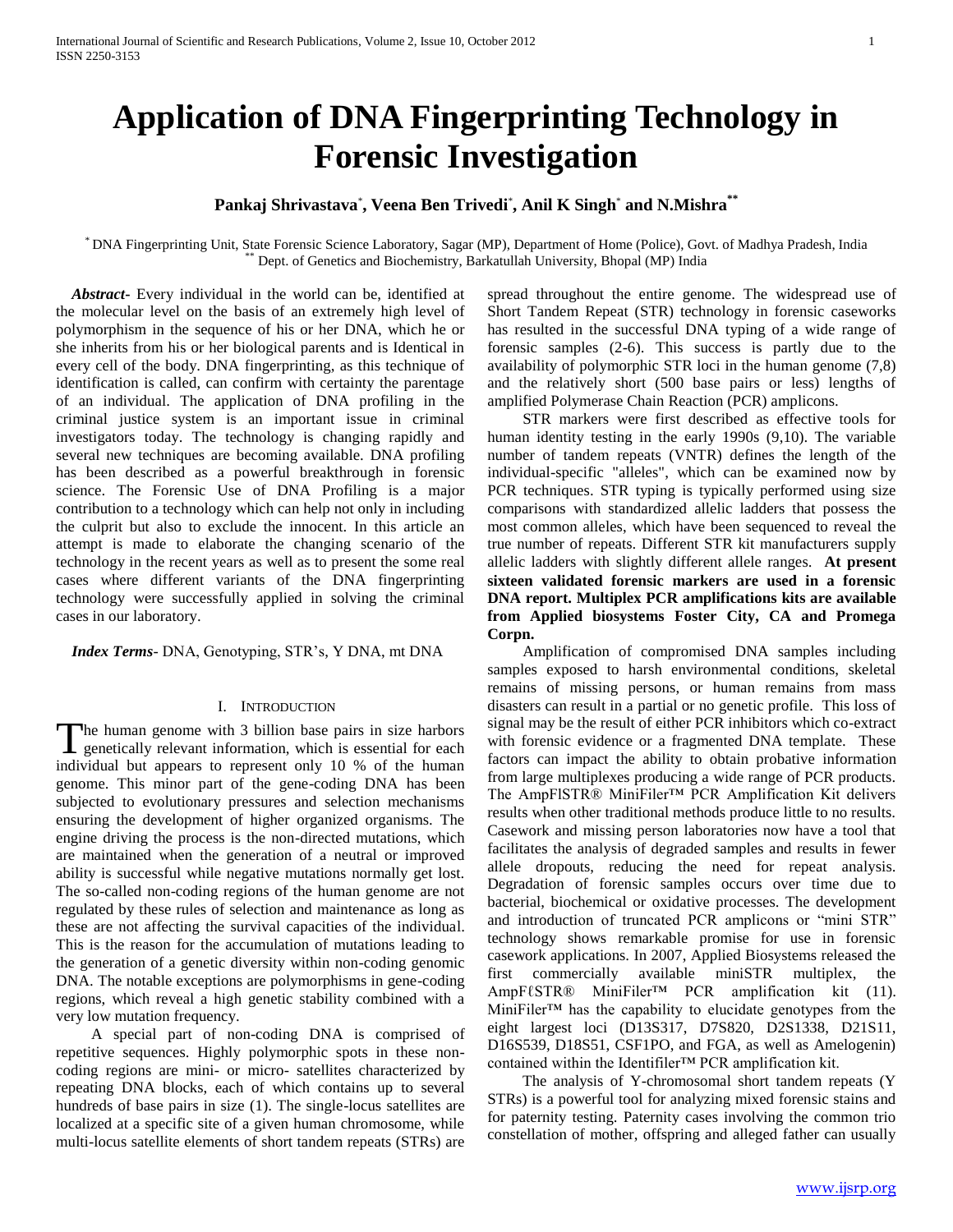# Application of DNA Fingerprinting Technology in Forensic Investigation

**Pankaj Shrivastava[*], Veena Ben Trivedi[*], Anil K Singh[*] and N.Mishra[**]**

[*] DNA Fingerprinting Unit, State Forensic Science Laboratory, Sagar (MP), Department of Home (Police), Govt. of Madhya Pradesh, India
[**] Dept. of Genetics and Biochemistry, Barkatullah University, Bhopal (MP) India

***Abstract-*** Every individual in the world can be, identified at the molecular level on the basis of an extremely high level of polymorphism in the sequence of his or her DNA, which he or she inherits from his or her biological parents and is Identical in every cell of the body. DNA fingerprinting, as this technique of identification is called, can confirm with certainty the parentage of an individual. The application of DNA profiling in the criminal justice system is an important issue in criminal investigators today. The technology is changing rapidly and several new techniques are becoming available. DNA profiling has been described as a powerful breakthrough in forensic science. The Forensic Use of DNA Profiling is a major contribution to a technology which can help not only in including the culprit but also to exclude the innocent. In this article an attempt is made to elaborate the changing scenario of the technology in the recent years as well as to present the some real cases where different variants of the DNA fingerprinting technology were successfully applied in solving the criminal cases in our laboratory.

***Index Terms-*** DNA, Genotyping, STR's, Y DNA, mt DNA

## I. Introduction

The human genome with 3 billion base pairs in size harbors genetically relevant information, which is essential for each individual but appears to represent only 10 % of the human genome. This minor part of the gene-coding DNA has been subjected to evolutionary pressures and selection mechanisms ensuring the development of higher organized organisms. The engine driving the process is the non-directed mutations, which are maintained when the generation of a neutral or improved ability is successful while negative mutations normally get lost. The so-called non-coding regions of the human genome are not regulated by these rules of selection and maintenance as long as these are not affecting the survival capacities of the individual. This is the reason for the accumulation of mutations leading to the generation of a genetic diversity within non-coding genomic DNA. The notable exceptions are polymorphisms in gene-coding regions, which reveal a high genetic stability combined with a very low mutation frequency.

A special part of non-coding DNA is comprised of repetitive sequences. Highly polymorphic spots in these non-coding regions are mini- or micro- satellites characterized by repeating DNA blocks, each of which contains up to several hundreds of base pairs in size (1). The single-locus satellites are localized at a specific site of a given human chromosome, while multi-locus satellite elements of short tandem repeats (STRs) are spread throughout the entire genome. The widespread use of Short Tandem Repeat (STR) technology in forensic caseworks has resulted in the successful DNA typing of a wide range of forensic samples (2-6). This success is partly due to the availability of polymorphic STR loci in the human genome (7,8) and the relatively short (500 base pairs or less) lengths of amplified Polymerase Chain Reaction (PCR) amplicons.

STR markers were first described as effective tools for human identity testing in the early 1990s (9,10). The variable number of tandem repeats (VNTR) defines the length of the individual-specific "alleles", which can be examined now by PCR techniques. STR typing is typically performed using size comparisons with standardized allelic ladders that possess the most common alleles, which have been sequenced to reveal the true number of repeats. Different STR kit manufacturers supply allelic ladders with slightly different allele ranges. **At present sixteen validated forensic markers are used in a forensic DNA report. Multiplex PCR amplifications kits are available from Applied biosystems Foster City, CA and Promega Corpn.**

Amplification of compromised DNA samples including samples exposed to harsh environmental conditions, skeletal remains of missing persons, or human remains from mass disasters can result in a partial or no genetic profile. This loss of signal may be the result of either PCR inhibitors which co-extract with forensic evidence or a fragmented DNA template. These factors can impact the ability to obtain probative information from large multiplexes producing a wide range of PCR products. The AmpFlSTR® MiniFiler™ PCR Amplification Kit delivers results when other traditional methods produce little to no results. Casework and missing person laboratories now have a tool that facilitates the analysis of degraded samples and results in fewer allele dropouts, reducing the need for repeat analysis. Degradation of forensic samples occurs over time due to bacterial, biochemical or oxidative processes. The development and introduction of truncated PCR amplicons or "mini STR" technology shows remarkable promise for use in forensic casework applications. In 2007, Applied Biosystems released the first commercially available miniSTR multiplex, the AmpFℓSTR® MiniFiler™ PCR amplification kit (11). MiniFiler™ has the capability to elucidate genotypes from the eight largest loci (D13S317, D7S820, D2S1338, D21S11, D16S539, D18S51, CSF1PO, and FGA, as well as Amelogenin) contained within the Identifiler™ PCR amplification kit.

The analysis of Y-chromosomal short tandem repeats (Y STRs) is a powerful tool for analyzing mixed forensic stains and for paternity testing. Paternity cases involving the common trio constellation of mother, offspring and alleged father can usually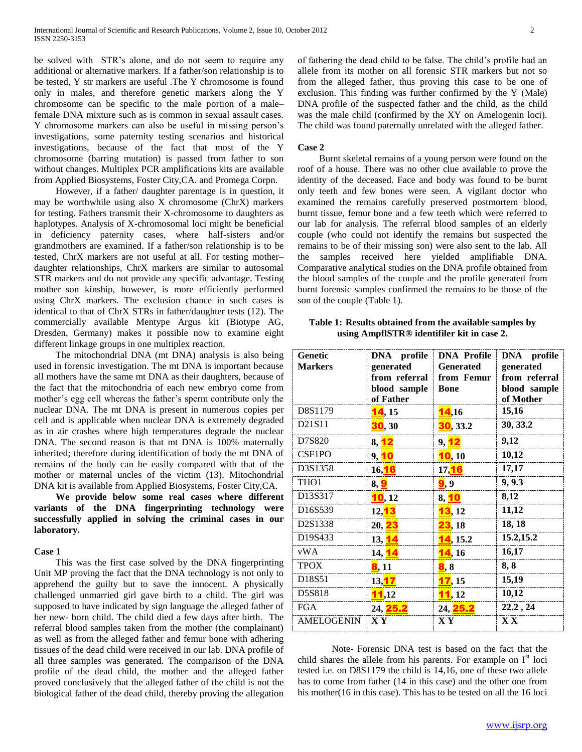be solved with STR's alone, and do not seem to require any additional or alternative markers. If a father/son relationship is to be tested, Y str markers are useful .The Y chromosome is found only in males, and therefore genetic markers along the Y chromosome can be specific to the male portion of a male–female DNA mixture such as is common in sexual assault cases. Y chromosome markers can also be useful in missing person's investigations, some paternity testing scenarios and historical investigations, because of the fact that most of the Y chromosome (barring mutation) is passed from father to son without changes. Multiplex PCR amplifications kits are available from Applied Biosystems, Foster City,CA. and Promega Corpn.

However, if a father/ daughter parentage is in question, it may be worthwhile using also X chromosome (ChrX) markers for testing. Fathers transmit their X-chromosome to daughters as haplotypes. Analysis of X-chromosomal loci might be beneficial in deficiency paternity cases, where half-sisters and/or grandmothers are examined. If a father/son relationship is to be tested, ChrX markers are not useful at all. For testing mother–daughter relationships, ChrX markers are similar to autosomal STR markers and do not provide any specific advantage. Testing mother–son kinship, however, is more efficiently performed using ChrX markers. The exclusion chance in such cases is identical to that of ChrX STRs in father/daughter tests (12). The commercially available Mentype Argus kit (Biotype AG, Dresden, Germany) makes it possible now to examine eight different linkage groups in one multiplex reaction.

The mitochondrial DNA (mt DNA) analysis is also being used in forensic investigation. The mt DNA is important because all mothers have the same mt DNA as their daughters, because of the fact that the mitochondria of each new embryo come from mother's egg cell whereas the father's sperm contribute only the nuclear DNA. The mt DNA is present in numerous copies per cell and is applicable when nuclear DNA is extremely degraded as in air crashes where high temperatures degrade the nuclear DNA. The second reason is that mt DNA is 100% maternally inherited; therefore during identification of body the mt DNA of remains of the body can be easily compared with that of the mother or maternal uncles of the victim (13). Mitochondrial DNA kit is available from Applied Biosystems, Foster City,CA.

**We provide below some real cases where different variants of the DNA fingerprinting technology were successfully applied in solving the criminal cases in our laboratory.**

**Case 1**

This was the first case solved by the DNA fingerprinting Unit MP proving the fact that the DNA technology is not only to apprehend the guilty but to save the innocent. A physically challenged unmarried girl gave birth to a child. The girl was supposed to have indicated by sign language the alleged father of her new- born child. The child died a few days after birth. The referral blood samples taken from the mother (the complainant) as well as from the alleged father and femur bone with adhering tissues of the dead child were received in our lab. DNA profile of all three samples was generated. The comparison of the DNA profile of the dead child, the mother and the alleged father proved conclusively that the alleged father of the child is not the biological father of the dead child, thereby proving the allegation of fathering the dead child to be false. The child's profile had an allele from its mother on all forensic STR markers but not so from the alleged father, thus proving this case to be one of exclusion. This finding was further confirmed by the Y (Male) DNA profile of the suspected father and the child, as the child was the male child (confirmed by the XY on Amelogenin loci). The child was found paternally unrelated with the alleged father.

**Case 2**

Burnt skeletal remains of a young person were found on the roof of a house. There was no other clue available to prove the identity of the deceased. Face and body was found to be burnt only teeth and few bones were seen. A vigilant doctor who examined the remains carefully preserved postmortem blood, burnt tissue, femur bone and a few teeth which were referred to our lab for analysis. The referral blood samples of an elderly couple (who could not identify the remains but suspected the remains to be of their missing son) were also sent to the lab. All the samples received here yielded amplifiable DNA. Comparative analytical studies on the DNA profile obtained from the blood samples of the couple and the profile generated from burnt forensic samples confirmed the remains to be those of the son of the couple (Table 1).

**Table 1: Results obtained from the available samples by using AmpflSTR® identifiler kit in case 2.**

| Genetic Markers | DNA profile generated from referral blood sample of Father | DNA Profile Generated from Femur Bone | DNA profile generated from referral blood sample of Mother |
|---|---|---|---|
| D8S1179 | **14**, 15 | **14**,16 | 15,16 |
| D21S11 | **30**, 30 | **30**, 33.2 | 30, 33.2 |
| D7S820 | 8, **12** | 9, **12** | 9,12 |
| CSF1PO | 9, **10** | **10**, 10 | 10,12 |
| D3S1358 | 16,**16** | 17,**16** | 17,17 |
| THO1 | 8, **9** | **9**, 9 | 9, 9.3 |
| D13S317 | **10**, 12 | 8, **10** | 8,12 |
| D16S539 | 12,**13** | **13**, 12 | 11,12 |
| D2S1338 | 20, **23** | **23**, 18 | 18, 18 |
| D19S433 | 13, **14** | **14**, 15.2 | 15.2,15.2 |
| vWA | 14, **14** | **14**, 16 | 16,17 |
| TPOX | **8**, 11 | **8**, 8 | 8, 8 |
| D18S51 | 13,**17** | **17**, 15 | 15,19 |
| D5S818 | **11**,12 | **11**, 12 | 10,12 |
| FGA | 24, **25.2** | 24, **25.2** | 22.2 , 24 |
| AMELOGENIN | X Y | X Y | X X |

Note- Forensic DNA test is based on the fact that the child shares the allele from his parents. For example on I[st] loci tested i.e. on D8S1179 the child is 14,16, one of these two allele has to come from father (14 in this case) and the other one from his mother(16 in this case). This has to be tested on all the 16 loci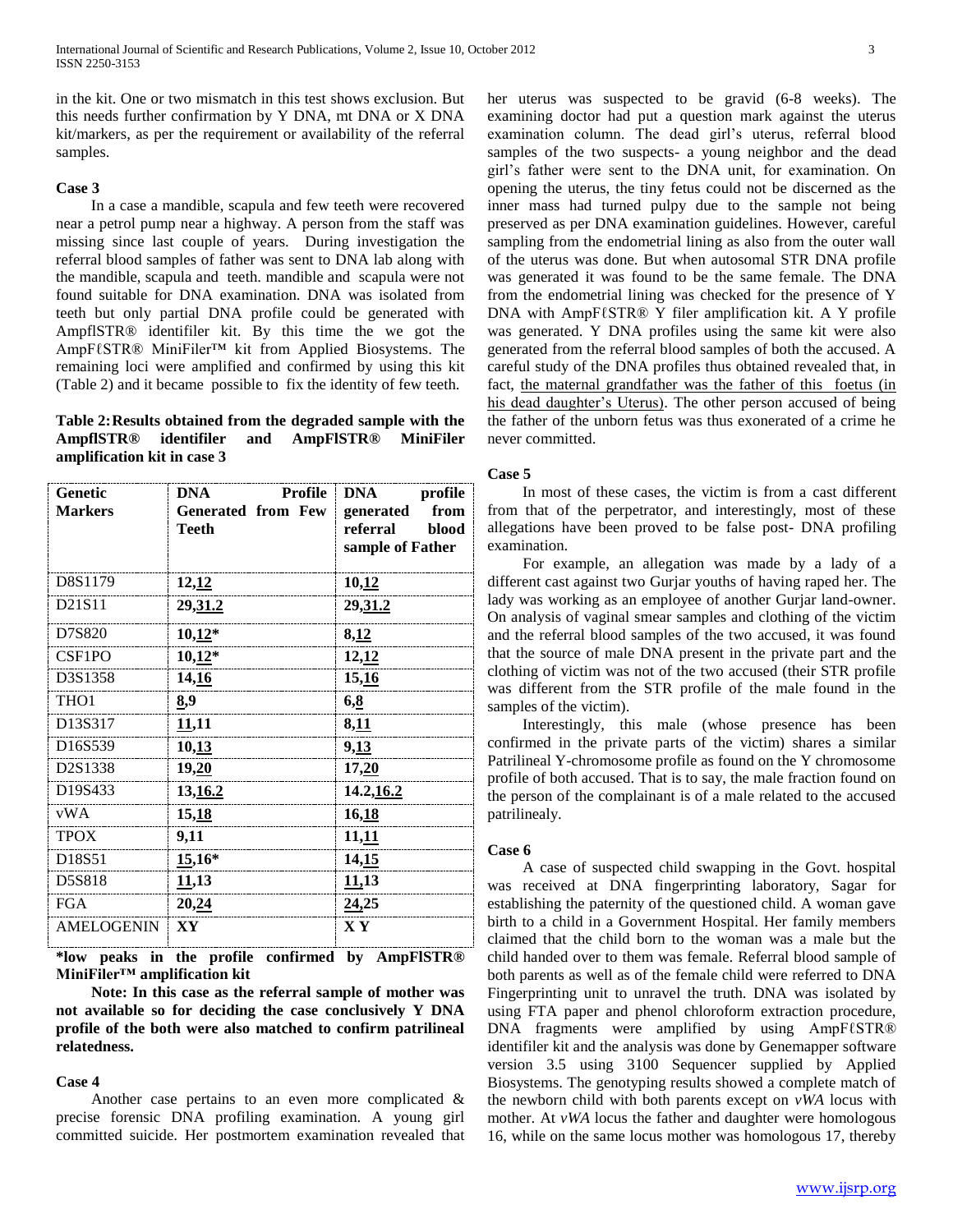in the kit. One or two mismatch in this test shows exclusion. But this needs further confirmation by Y DNA, mt DNA or X DNA kit/markers, as per the requirement or availability of the referral samples.

**Case 3**

In a case a mandible, scapula and few teeth were recovered near a petrol pump near a highway. A person from the staff was missing since last couple of years. During investigation the referral blood samples of father was sent to DNA lab along with the mandible, scapula and teeth. mandible and scapula were not found suitable for DNA examination. DNA was isolated from teeth but only partial DNA profile could be generated with AmpflSTR® identifiler kit. By this time the we got the AmpFℓSTR® MiniFiler™ kit from Applied Biosystems. The remaining loci were amplified and confirmed by using this kit (Table 2) and it became possible to fix the identity of few teeth.

**Table 2: Results obtained from the degraded sample with the AmpflSTR® identifiler and AmpFlSTR® MiniFiler amplification kit in case 3**

| Genetic Markers | DNA Profile Generated from Few Teeth | DNA profile generated from referral blood sample of Father |
|---|---|---|
| D8S1179 | 12,<u>12</u> | 10,<u>12</u> |
| D21S11 | 29,<u>31.2</u> | 29,<u>31.2</u> |
| D7S820 | 10,<u>12</u>* | 8,<u>12</u> |
| CSF1PO | 10,<u>12</u>* | 12,<u>12</u> |
| D3S1358 | 14,<u>16</u> | 15,<u>16</u> |
| THO1 | <u>8</u>,9 | 6,<u>8</u> |
| D13S317 | <u>11</u>,11 | 8,<u>11</u> |
| D16S539 | 10,<u>13</u> | 9,<u>13</u> |
| D2S1338 | 19,<u>20</u> | 17,<u>20</u> |
| D19S433 | 13,<u>16.2</u> | 14.2,<u>16.2</u> |
| vWA | 15,<u>18</u> | 16,<u>18</u> |
| TPOX | 9,11 | 11,<u>11</u> |
| D18S51 | <u>15</u>,16* | 14,<u>15</u> |
| D5S818 | <u>11</u>,13 | <u>11</u>,13 |
| FGA | 20,<u>24</u> | <u>24</u>,25 |
| AMELOGENIN | XY | X Y |

**\*low peaks in the profile confirmed by AmpFlSTR® MiniFiler™ amplification kit**

**Note: In this case as the referral sample of mother was not available so for deciding the case conclusively Y DNA profile of the both were also matched to confirm patrilineal relatedness.**

**Case 4**

Another case pertains to an even more complicated & precise forensic DNA profiling examination. A young girl committed suicide. Her postmortem examination revealed that her uterus was suspected to be gravid (6-8 weeks). The examining doctor had put a question mark against the uterus examination column. The dead girl's uterus, referral blood samples of the two suspects- a young neighbor and the dead girl's father were sent to the DNA unit, for examination. On opening the uterus, the tiny fetus could not be discerned as the inner mass had turned pulpy due to the sample not being preserved as per DNA examination guidelines. However, careful sampling from the endometrial lining as also from the outer wall of the uterus was done. But when autosomal STR DNA profile was generated it was found to be the same female. The DNA from the endometrial lining was checked for the presence of Y DNA with AmpFℓSTR® Y filer amplification kit. A Y profile was generated. Y DNA profiles using the same kit were also generated from the referral blood samples of both the accused. A careful study of the DNA profiles thus obtained revealed that, in fact, <u>the maternal grandfather was the father of this foetus (in his dead daughter's Uterus)</u>. The other person accused of being the father of the unborn fetus was thus exonerated of a crime he never committed.

**Case 5**

In most of these cases, the victim is from a cast different from that of the perpetrator, and interestingly, most of these allegations have been proved to be false post- DNA profiling examination.

For example, an allegation was made by a lady of a different cast against two Gurjar youths of having raped her. The lady was working as an employee of another Gurjar land-owner. On analysis of vaginal smear samples and clothing of the victim and the referral blood samples of the two accused, it was found that the source of male DNA present in the private part and the clothing of victim was not of the two accused (their STR profile was different from the STR profile of the male found in the samples of the victim).

Interestingly, this male (whose presence has been confirmed in the private parts of the victim) shares a similar Patrilineal Y-chromosome profile as found on the Y chromosome profile of both accused. That is to say, the male fraction found on the person of the complainant is of a male related to the accused patrilinealy.

**Case 6**

A case of suspected child swapping in the Govt. hospital was received at DNA fingerprinting laboratory, Sagar for establishing the paternity of the questioned child. A woman gave birth to a child in a Government Hospital. Her family members claimed that the child born to the woman was a male but the child handed over to them was female. Referral blood sample of both parents as well as of the female child were referred to DNA Fingerprinting unit to unravel the truth. DNA was isolated by using FTA paper and phenol chloroform extraction procedure, DNA fragments were amplified by using AmpFℓSTR® identifiler kit and the analysis was done by Genemapper software version 3.5 using 3100 Sequencer supplied by Applied Biosystems. The genotyping results showed a complete match of the newborn child with both parents except on *vWA* locus with mother. At *vWA* locus the father and daughter were homologous 16, while on the same locus mother was homologous 17, thereby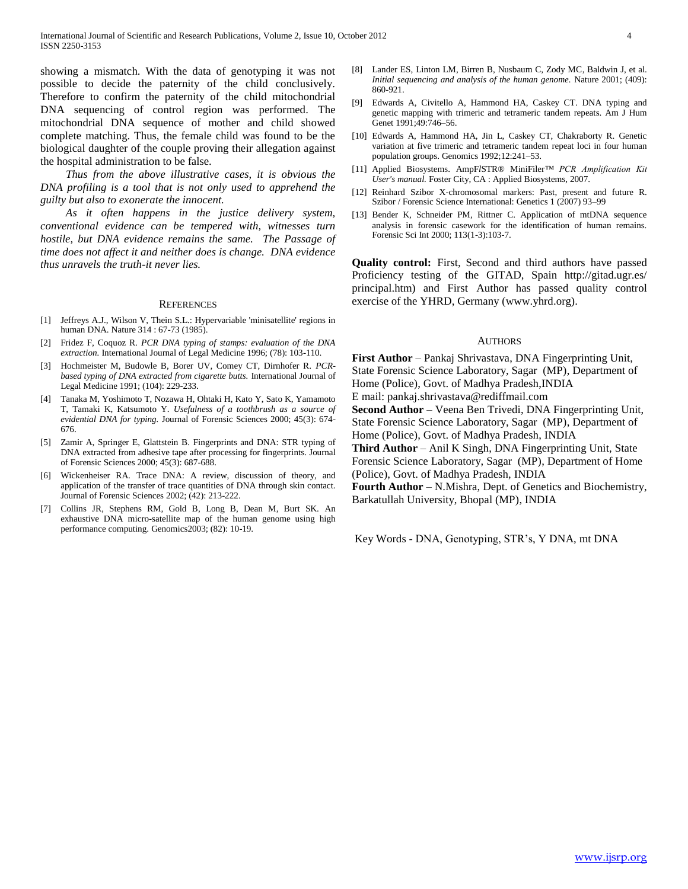showing a mismatch. With the data of genotyping it was not possible to decide the paternity of the child conclusively. Therefore to confirm the paternity of the child mitochondrial DNA sequencing of control region was performed. The mitochondrial DNA sequence of mother and child showed complete matching. Thus, the female child was found to be the biological daughter of the couple proving their allegation against the hospital administration to be false.

*Thus from the above illustrative cases, it is obvious the DNA profiling is a tool that is not only used to apprehend the guilty but also to exonerate the innocent.*

*As it often happens in the justice delivery system, conventional evidence can be tempered with, witnesses turn hostile, but DNA evidence remains the same. The Passage of time does not affect it and neither does is change. DNA evidence thus unravels the truth-it never lies.*

## REFERENCES

[1] Jeffreys A.J., Wilson V, Thein S.L.: Hypervariable 'minisatellite' regions in human DNA. Nature 314 : 67-73 (1985).

[2] Fridez F, Coquoz R. *PCR DNA typing of stamps: evaluation of the DNA extraction.* International Journal of Legal Medicine 1996; (78): 103-110.

[3] Hochmeister M, Budowle B, Borer UV, Comey CT, Dirnhofer R. *PCR-based typing of DNA extracted from cigarette butts.* International Journal of Legal Medicine 1991; (104): 229-233.

[4] Tanaka M, Yoshimoto T, Nozawa H, Ohtaki H, Kato Y, Sato K, Yamamato T, Tamaki K, Katsumoto Y. *Usefulness of a toothbrush as a source of evidential DNA for typing.* Journal of Forensic Sciences 2000; 45(3): 674-676.

[5] Zamir A, Springer E, Glattstein B. Fingerprints and DNA: STR typing of DNA extracted from adhesive tape after processing for fingerprints. Journal of Forensic Sciences 2000; 45(3): 687-688.

[6] Wickenheiser RA. Trace DNA: A review, discussion of theory, and application of the transfer of trace quantities of DNA through skin contact. Journal of Forensic Sciences 2002; (42): 213-222.

[7] Collins JR, Stephens RM, Gold B, Long B, Dean M, Burt SK. An exhaustive DNA micro-satellite map of the human genome using high performance computing. Genomics2003; (82): 10-19.

[8] Lander ES, Linton LM, Birren B, Nusbaum C, Zody MC, Baldwin J, et al. *Initial sequencing and analysis of the human genome.* Nature 2001; (409): 860-921.

[9] Edwards A, Civitello A, Hammond HA, Caskey CT. DNA typing and genetic mapping with trimeric and tetrameric tandem repeats. Am J Hum Genet 1991;49:746–56.

[10] Edwards A, Hammond HA, Jin L, Caskey CT, Chakraborty R. Genetic variation at five trimeric and tetrameric tandem repeat loci in four human population groups. Genomics 1992;12:241–53.

[11] Applied Biosystems. AmpFlSTR® MiniFiler™ *PCR Amplification Kit User's manual.* Foster City, CA : Applied Biosystems, 2007.

[12] Reinhard Szibor X-chromosomal markers: Past, present and future R. Szibor / Forensic Science International: Genetics 1 (2007) 93–99

[13] Bender K, Schneider PM, Rittner C. Application of mtDNA sequence analysis in forensic casework for the identification of human remains. Forensic Sci Int 2000; 113(1-3):103-7.

**Quality control:** First, Second and third authors have passed Proficiency testing of the GITAD, Spain http://gitad.ugr.es/principal.htm) and First Author has passed quality control exercise of the YHRD, Germany (www.yhrd.org).

## AUTHORS

**First Author** – Pankaj Shrivastava, DNA Fingerprinting Unit, State Forensic Science Laboratory, Sagar (MP), Department of Home (Police), Govt. of Madhya Pradesh,INDIA
E mail: pankaj.shrivastava@rediffmail.com

**Second Author** – Veena Ben Trivedi, DNA Fingerprinting Unit, State Forensic Science Laboratory, Sagar (MP), Department of Home (Police), Govt. of Madhya Pradesh, INDIA

**Third Author** – Anil K Singh, DNA Fingerprinting Unit, State Forensic Science Laboratory, Sagar (MP), Department of Home (Police), Govt. of Madhya Pradesh, INDIA

**Fourth Author** – N.Mishra, Dept. of Genetics and Biochemistry, Barkatullah University, Bhopal (MP), INDIA

Key Words - DNA, Genotyping, STR's, Y DNA, mt DNA